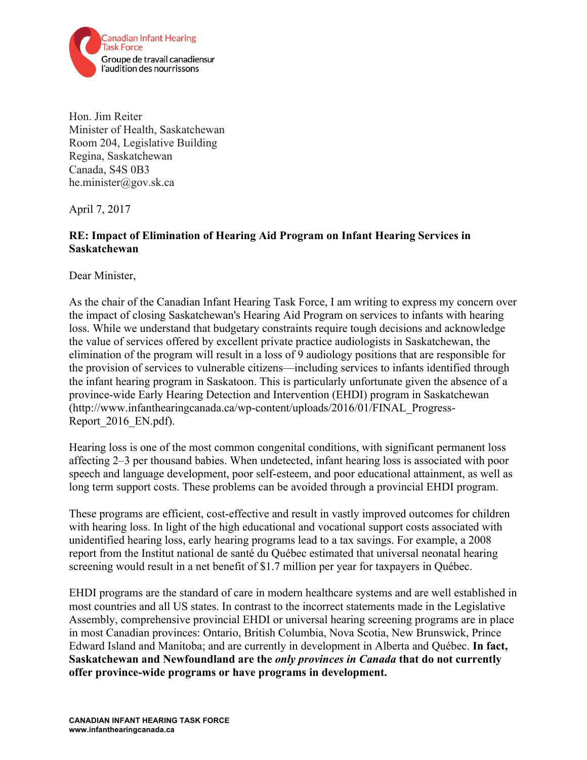Canadian Infant Hearing Task Force
Groupe de travail canadiensur l'audition des nourrissons

Hon. Jim Reiter
Minister of Health, Saskatchewan
Room 204, Legislative Building
Regina, Saskatchewan
Canada, S4S 0B3
he.minister@gov.sk.ca

April 7, 2017

**RE: Impact of Elimination of Hearing Aid Program on Infant Hearing Services in Saskatchewan**

Dear Minister,

As the chair of the Canadian Infant Hearing Task Force, I am writing to express my concern over the impact of closing Saskatchewan's Hearing Aid Program on services to infants with hearing loss. While we understand that budgetary constraints require tough decisions and acknowledge the value of services offered by excellent private practice audiologists in Saskatchewan, the elimination of the program will result in a loss of 9 audiology positions that are responsible for the provision of services to vulnerable citizens—including services to infants identified through the infant hearing program in Saskatoon. This is particularly unfortunate given the absence of a province-wide Early Hearing Detection and Intervention (EHDI) program in Saskatchewan (http://www.infanthearingcanada.ca/wp-content/uploads/2016/01/FINAL_Progress-Report_2016_EN.pdf).

Hearing loss is one of the most common congenital conditions, with significant permanent loss affecting 2–3 per thousand babies. When undetected, infant hearing loss is associated with poor speech and language development, poor self-esteem, and poor educational attainment, as well as long term support costs. These problems can be avoided through a provincial EHDI program.

These programs are efficient, cost-effective and result in vastly improved outcomes for children with hearing loss. In light of the high educational and vocational support costs associated with unidentified hearing loss, early hearing programs lead to a tax savings. For example, a 2008 report from the Institut national de santé du Québec estimated that universal neonatal hearing screening would result in a net benefit of $1.7 million per year for taxpayers in Québec.

EHDI programs are the standard of care in modern healthcare systems and are well established in most countries and all US states. In contrast to the incorrect statements made in the Legislative Assembly, comprehensive provincial EHDI or universal hearing screening programs are in place in most Canadian provinces: Ontario, British Columbia, Nova Scotia, New Brunswick, Prince Edward Island and Manitoba; and are currently in development in Alberta and Québec. **In fact, Saskatchewan and Newfoundland are the *only provinces in Canada* that do not currently offer province-wide programs or have programs in development.**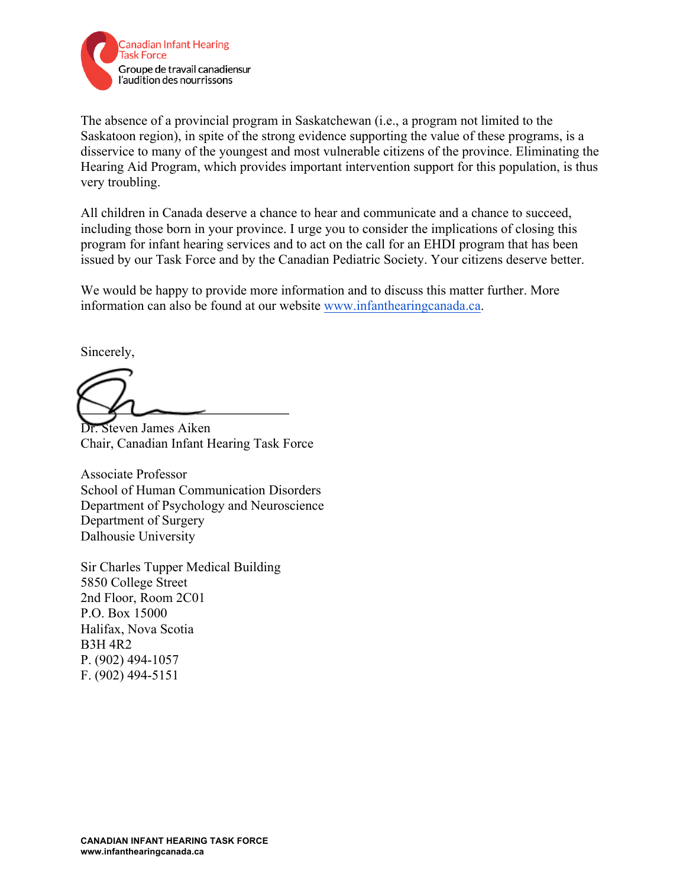Canadian Infant Hearing Task Force
Groupe de travail canadiensur l'audition des nourrissons

The absence of a provincial program in Saskatchewan (i.e., a program not limited to the Saskatoon region), in spite of the strong evidence supporting the value of these programs, is a disservice to many of the youngest and most vulnerable citizens of the province. Eliminating the Hearing Aid Program, which provides important intervention support for this population, is thus very troubling.

All children in Canada deserve a chance to hear and communicate and a chance to succeed, including those born in your province. I urge you to consider the implications of closing this program for infant hearing services and to act on the call for an EHDI program that has been issued by our Task Force and by the Canadian Pediatric Society. Your citizens deserve better.

We would be happy to provide more information and to discuss this matter further. More information can also be found at our website www.infanthearingcanada.ca.

Sincerely,

Dr. Steven James Aiken
Chair, Canadian Infant Hearing Task Force

Associate Professor
School of Human Communication Disorders
Department of Psychology and Neuroscience
Department of Surgery
Dalhousie University

Sir Charles Tupper Medical Building
5850 College Street
2nd Floor, Room 2C01
P.O. Box 15000
Halifax, Nova Scotia
B3H 4R2
P. (902) 494-1057
F. (902) 494-5151